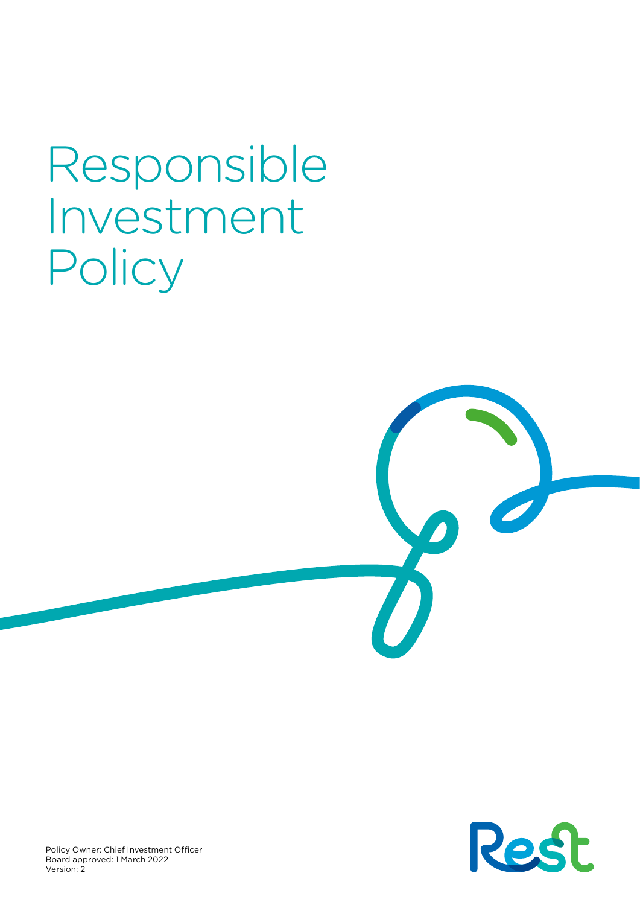# Responsible Investment Policy

Policy Owner: Chief Investment Officer
Board approved: 1 March 2022
Version: 2

Rest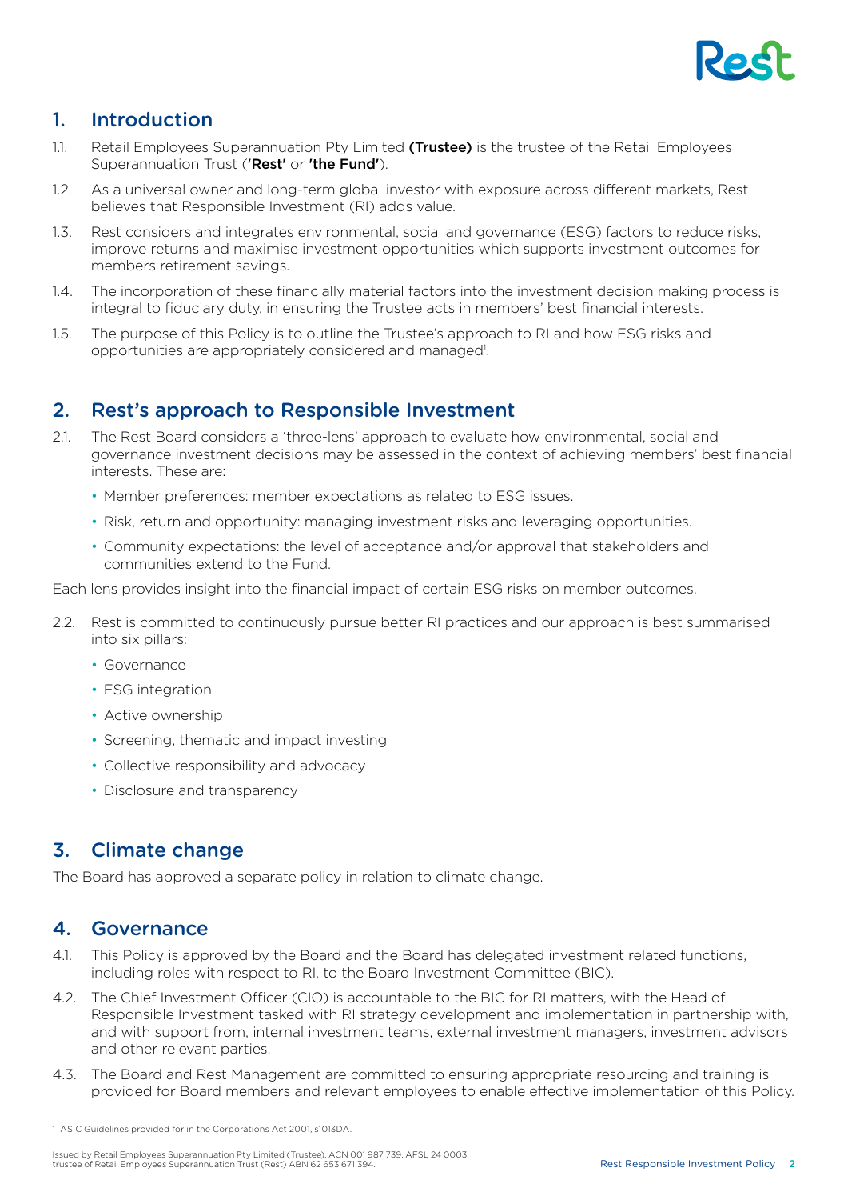## 1. Introduction

1.1. Retail Employees Superannuation Pty Limited **(Trustee)** is the trustee of the Retail Employees Superannuation Trust (**'Rest'** or **'the Fund'**).

1.2. As a universal owner and long-term global investor with exposure across different markets, Rest believes that Responsible Investment (RI) adds value.

1.3. Rest considers and integrates environmental, social and governance (ESG) factors to reduce risks, improve returns and maximise investment opportunities which supports investment outcomes for members retirement savings.

1.4. The incorporation of these financially material factors into the investment decision making process is integral to fiduciary duty, in ensuring the Trustee acts in members' best financial interests.

1.5. The purpose of this Policy is to outline the Trustee's approach to RI and how ESG risks and opportunities are appropriately considered and managed[1].

## 2. Rest's approach to Responsible Investment

2.1. The Rest Board considers a 'three-lens' approach to evaluate how environmental, social and governance investment decisions may be assessed in the context of achieving members' best financial interests. These are:

- Member preferences: member expectations as related to ESG issues.
- Risk, return and opportunity: managing investment risks and leveraging opportunities.
- Community expectations: the level of acceptance and/or approval that stakeholders and communities extend to the Fund.

Each lens provides insight into the financial impact of certain ESG risks on member outcomes.

2.2. Rest is committed to continuously pursue better RI practices and our approach is best summarised into six pillars:

- Governance
- ESG integration
- Active ownership
- Screening, thematic and impact investing
- Collective responsibility and advocacy
- Disclosure and transparency

## 3. Climate change

The Board has approved a separate policy in relation to climate change.

## 4. Governance

4.1. This Policy is approved by the Board and the Board has delegated investment related functions, including roles with respect to RI, to the Board Investment Committee (BIC).

4.2. The Chief Investment Officer (CIO) is accountable to the BIC for RI matters, with the Head of Responsible Investment tasked with RI strategy development and implementation in partnership with, and with support from, internal investment teams, external investment managers, investment advisors and other relevant parties.

4.3. The Board and Rest Management are committed to ensuring appropriate resourcing and training is provided for Board members and relevant employees to enable effective implementation of this Policy.

[1] ASIC Guidelines provided for in the Corporations Act 2001, s1013DA.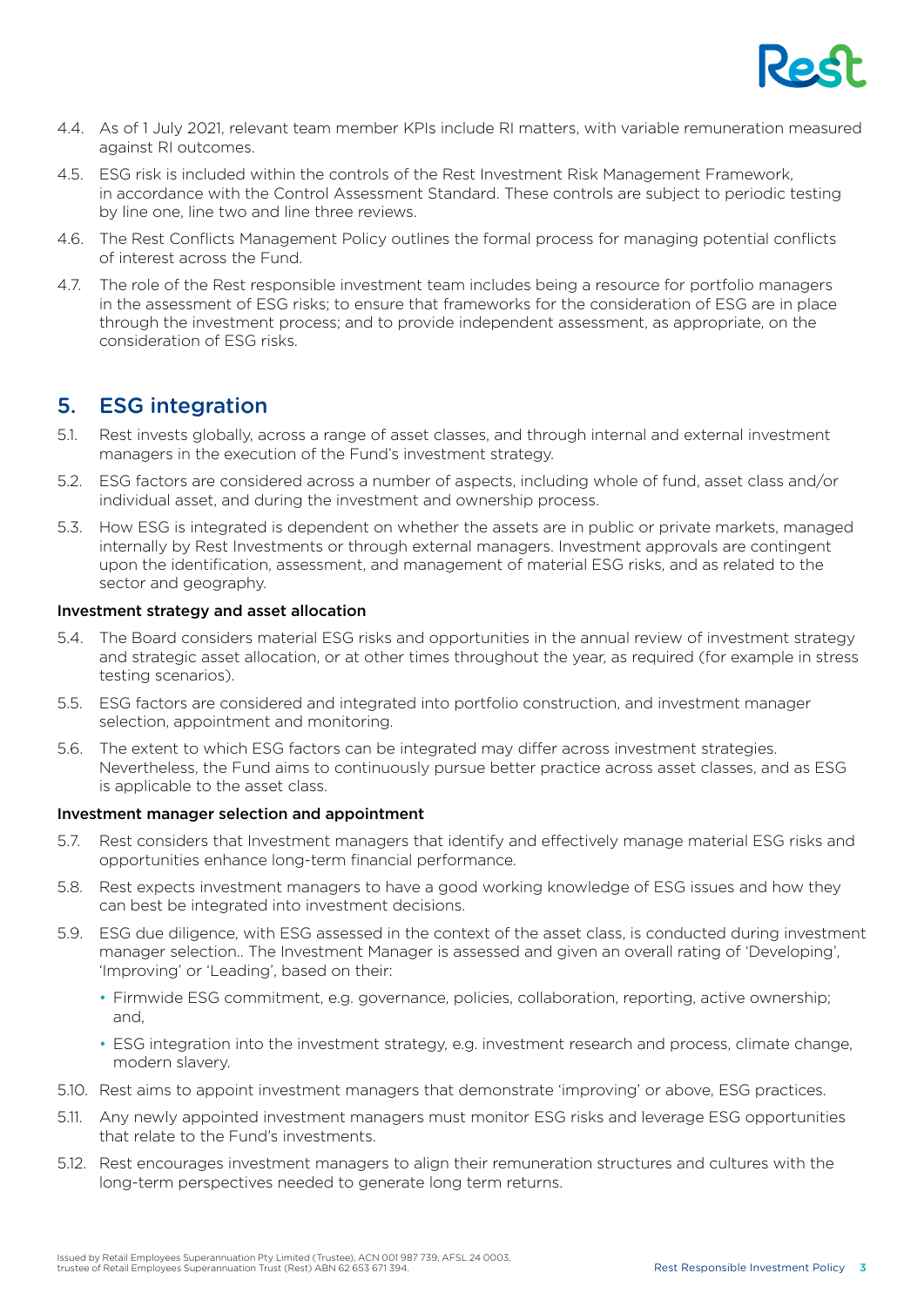4.4. As of 1 July 2021, relevant team member KPIs include RI matters, with variable remuneration measured against RI outcomes.

4.5. ESG risk is included within the controls of the Rest Investment Risk Management Framework, in accordance with the Control Assessment Standard. These controls are subject to periodic testing by line one, line two and line three reviews.

4.6. The Rest Conflicts Management Policy outlines the formal process for managing potential conflicts of interest across the Fund.

4.7. The role of the Rest responsible investment team includes being a resource for portfolio managers in the assessment of ESG risks; to ensure that frameworks for the consideration of ESG are in place through the investment process; and to provide independent assessment, as appropriate, on the consideration of ESG risks.

## 5. ESG integration

5.1. Rest invests globally, across a range of asset classes, and through internal and external investment managers in the execution of the Fund's investment strategy.

5.2. ESG factors are considered across a number of aspects, including whole of fund, asset class and/or individual asset, and during the investment and ownership process.

5.3. How ESG is integrated is dependent on whether the assets are in public or private markets, managed internally by Rest Investments or through external managers. Investment approvals are contingent upon the identification, assessment, and management of material ESG risks, and as related to the sector and geography.

**Investment strategy and asset allocation**

5.4. The Board considers material ESG risks and opportunities in the annual review of investment strategy and strategic asset allocation, or at other times throughout the year, as required (for example in stress testing scenarios).

5.5. ESG factors are considered and integrated into portfolio construction, and investment manager selection, appointment and monitoring.

5.6. The extent to which ESG factors can be integrated may differ across investment strategies. Nevertheless, the Fund aims to continuously pursue better practice across asset classes, and as ESG is applicable to the asset class.

**Investment manager selection and appointment**

5.7. Rest considers that Investment managers that identify and effectively manage material ESG risks and opportunities enhance long-term financial performance.

5.8. Rest expects investment managers to have a good working knowledge of ESG issues and how they can best be integrated into investment decisions.

5.9. ESG due diligence, with ESG assessed in the context of the asset class, is conducted during investment manager selection.. The Investment Manager is assessed and given an overall rating of 'Developing', 'Improving' or 'Leading', based on their:

- Firmwide ESG commitment, e.g. governance, policies, collaboration, reporting, active ownership; and,
- ESG integration into the investment strategy, e.g. investment research and process, climate change, modern slavery.

5.10. Rest aims to appoint investment managers that demonstrate 'improving' or above, ESG practices.

5.11. Any newly appointed investment managers must monitor ESG risks and leverage ESG opportunities that relate to the Fund's investments.

5.12. Rest encourages investment managers to align their remuneration structures and cultures with the long-term perspectives needed to generate long term returns.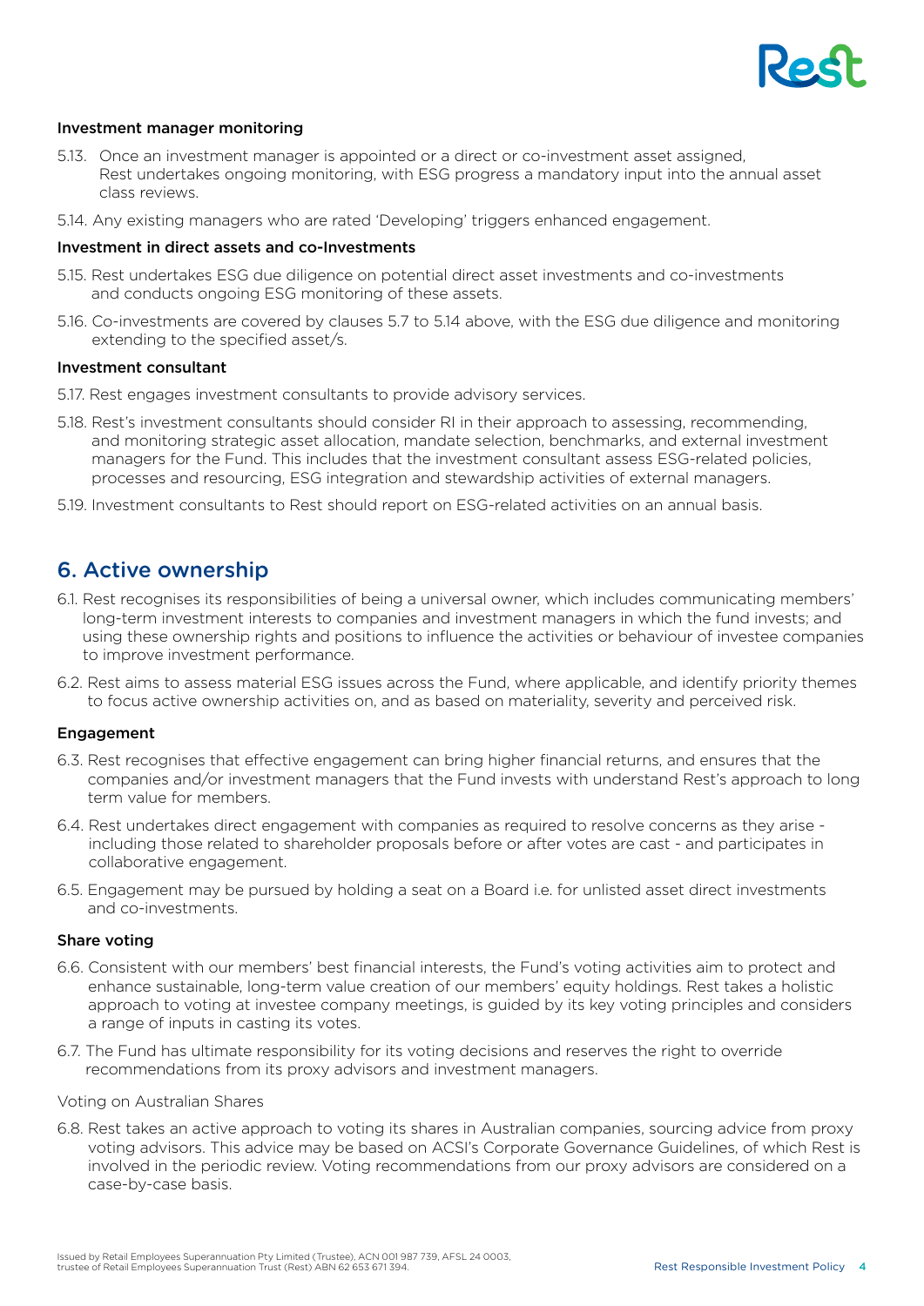### Investment manager monitoring

5.13. Once an investment manager is appointed or a direct or co-investment asset assigned, Rest undertakes ongoing monitoring, with ESG progress a mandatory input into the annual asset class reviews.

5.14. Any existing managers who are rated 'Developing' triggers enhanced engagement.

### Investment in direct assets and co-Investments

5.15. Rest undertakes ESG due diligence on potential direct asset investments and co-investments and conducts ongoing ESG monitoring of these assets.

5.16. Co-investments are covered by clauses 5.7 to 5.14 above, with the ESG due diligence and monitoring extending to the specified asset/s.

### Investment consultant

5.17. Rest engages investment consultants to provide advisory services.

5.18. Rest's investment consultants should consider RI in their approach to assessing, recommending, and monitoring strategic asset allocation, mandate selection, benchmarks, and external investment managers for the Fund. This includes that the investment consultant assess ESG-related policies, processes and resourcing, ESG integration and stewardship activities of external managers.

5.19. Investment consultants to Rest should report on ESG-related activities on an annual basis.

## 6. Active ownership

6.1. Rest recognises its responsibilities of being a universal owner, which includes communicating members' long-term investment interests to companies and investment managers in which the fund invests; and using these ownership rights and positions to influence the activities or behaviour of investee companies to improve investment performance.

6.2. Rest aims to assess material ESG issues across the Fund, where applicable, and identify priority themes to focus active ownership activities on, and as based on materiality, severity and perceived risk.

### Engagement

6.3. Rest recognises that effective engagement can bring higher financial returns, and ensures that the companies and/or investment managers that the Fund invests with understand Rest's approach to long term value for members.

6.4. Rest undertakes direct engagement with companies as required to resolve concerns as they arise - including those related to shareholder proposals before or after votes are cast - and participates in collaborative engagement.

6.5. Engagement may be pursued by holding a seat on a Board i.e. for unlisted asset direct investments and co-investments.

### Share voting

6.6. Consistent with our members' best financial interests, the Fund's voting activities aim to protect and enhance sustainable, long-term value creation of our members' equity holdings. Rest takes a holistic approach to voting at investee company meetings, is guided by its key voting principles and considers a range of inputs in casting its votes.

6.7. The Fund has ultimate responsibility for its voting decisions and reserves the right to override recommendations from its proxy advisors and investment managers.

Voting on Australian Shares

6.8. Rest takes an active approach to voting its shares in Australian companies, sourcing advice from proxy voting advisors. This advice may be based on ACSI's Corporate Governance Guidelines, of which Rest is involved in the periodic review. Voting recommendations from our proxy advisors are considered on a case-by-case basis.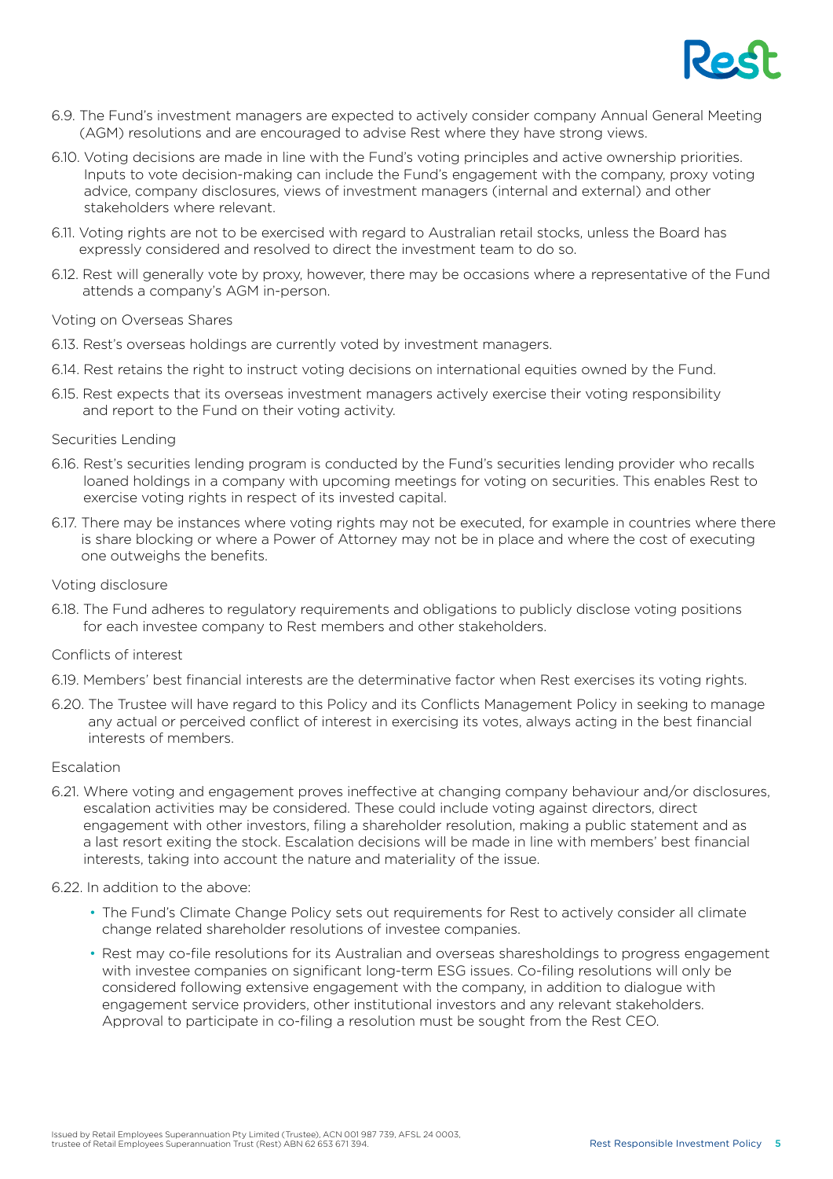6.9. The Fund's investment managers are expected to actively consider company Annual General Meeting (AGM) resolutions and are encouraged to advise Rest where they have strong views.

6.10. Voting decisions are made in line with the Fund's voting principles and active ownership priorities. Inputs to vote decision-making can include the Fund's engagement with the company, proxy voting advice, company disclosures, views of investment managers (internal and external) and other stakeholders where relevant.

6.11. Voting rights are not to be exercised with regard to Australian retail stocks, unless the Board has expressly considered and resolved to direct the investment team to do so.

6.12. Rest will generally vote by proxy, however, there may be occasions where a representative of the Fund attends a company's AGM in-person.

### Voting on Overseas Shares

6.13. Rest's overseas holdings are currently voted by investment managers.

6.14. Rest retains the right to instruct voting decisions on international equities owned by the Fund.

6.15. Rest expects that its overseas investment managers actively exercise their voting responsibility and report to the Fund on their voting activity.

### Securities Lending

6.16. Rest's securities lending program is conducted by the Fund's securities lending provider who recalls loaned holdings in a company with upcoming meetings for voting on securities. This enables Rest to exercise voting rights in respect of its invested capital.

6.17. There may be instances where voting rights may not be executed, for example in countries where there is share blocking or where a Power of Attorney may not be in place and where the cost of executing one outweighs the benefits.

### Voting disclosure

6.18. The Fund adheres to regulatory requirements and obligations to publicly disclose voting positions for each investee company to Rest members and other stakeholders.

### Conflicts of interest

6.19. Members' best financial interests are the determinative factor when Rest exercises its voting rights.

6.20. The Trustee will have regard to this Policy and its Conflicts Management Policy in seeking to manage any actual or perceived conflict of interest in exercising its votes, always acting in the best financial interests of members.

### Escalation

6.21. Where voting and engagement proves ineffective at changing company behaviour and/or disclosures, escalation activities may be considered. These could include voting against directors, direct engagement with other investors, filing a shareholder resolution, making a public statement and as a last resort exiting the stock. Escalation decisions will be made in line with members' best financial interests, taking into account the nature and materiality of the issue.

6.22. In addition to the above:

- The Fund's Climate Change Policy sets out requirements for Rest to actively consider all climate change related shareholder resolutions of investee companies.
- Rest may co-file resolutions for its Australian and overseas sharesholdings to progress engagement with investee companies on significant long-term ESG issues. Co-filing resolutions will only be considered following extensive engagement with the company, in addition to dialogue with engagement service providers, other institutional investors and any relevant stakeholders. Approval to participate in co-filing a resolution must be sought from the Rest CEO.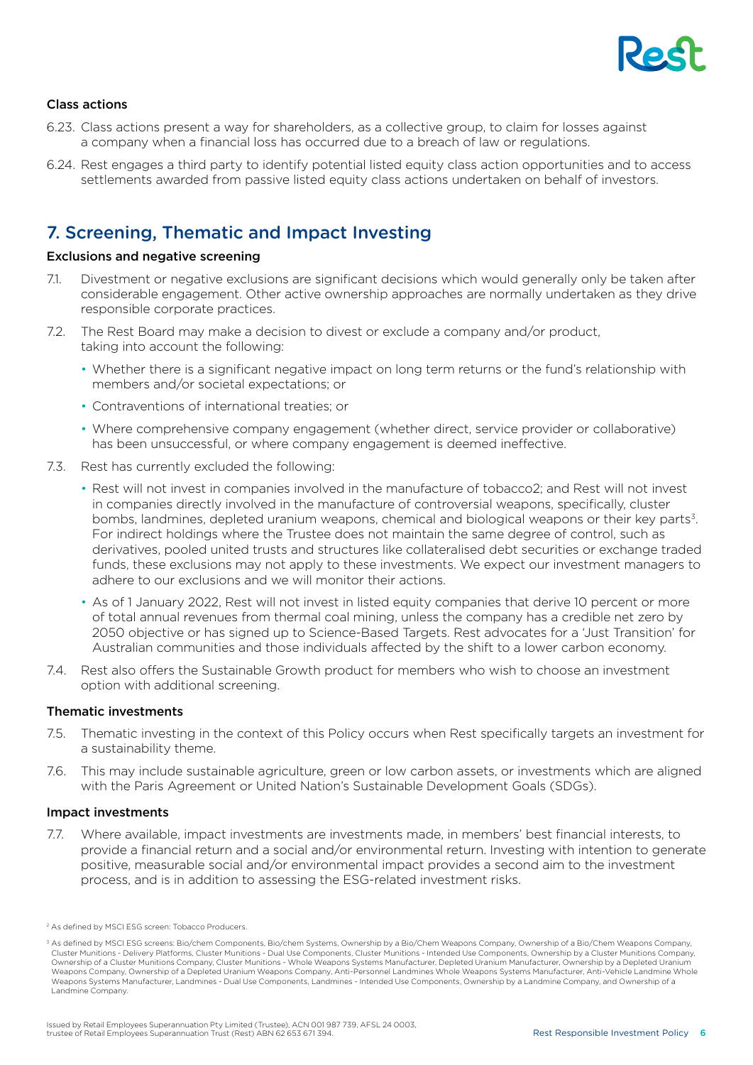### Class actions

6.23. Class actions present a way for shareholders, as a collective group, to claim for losses against a company when a financial loss has occurred due to a breach of law or regulations.

6.24. Rest engages a third party to identify potential listed equity class action opportunities and to access settlements awarded from passive listed equity class actions undertaken on behalf of investors.

## 7. Screening, Thematic and Impact Investing

### Exclusions and negative screening

7.1. Divestment or negative exclusions are significant decisions which would generally only be taken after considerable engagement. Other active ownership approaches are normally undertaken as they drive responsible corporate practices.

7.2. The Rest Board may make a decision to divest or exclude a company and/or product, taking into account the following:

- Whether there is a significant negative impact on long term returns or the fund's relationship with members and/or societal expectations; or
- Contraventions of international treaties; or
- Where comprehensive company engagement (whether direct, service provider or collaborative) has been unsuccessful, or where company engagement is deemed ineffective.

7.3. Rest has currently excluded the following:

- Rest will not invest in companies involved in the manufacture of tobacco2; and Rest will not invest in companies directly involved in the manufacture of controversial weapons, specifically, cluster bombs, landmines, depleted uranium weapons, chemical and biological weapons or their key parts[3]. For indirect holdings where the Trustee does not maintain the same degree of control, such as derivatives, pooled united trusts and structures like collateralised debt securities or exchange traded funds, these exclusions may not apply to these investments. We expect our investment managers to adhere to our exclusions and we will monitor their actions.
- As of 1 January 2022, Rest will not invest in listed equity companies that derive 10 percent or more of total annual revenues from thermal coal mining, unless the company has a credible net zero by 2050 objective or has signed up to Science-Based Targets. Rest advocates for a 'Just Transition' for Australian communities and those individuals affected by the shift to a lower carbon economy.

7.4. Rest also offers the Sustainable Growth product for members who wish to choose an investment option with additional screening.

### Thematic investments

7.5. Thematic investing in the context of this Policy occurs when Rest specifically targets an investment for a sustainability theme.

7.6. This may include sustainable agriculture, green or low carbon assets, or investments which are aligned with the Paris Agreement or United Nation's Sustainable Development Goals (SDGs).

### Impact investments

7.7. Where available, impact investments are investments made, in members' best financial interests, to provide a financial return and a social and/or environmental return. Investing with intention to generate positive, measurable social and/or environmental impact provides a second aim to the investment process, and is in addition to assessing the ESG-related investment risks.

---

[2] As defined by MSCI ESG screen: Tobacco Producers.

[3] As defined by MSCI ESG screens: Bio/chem Components, Bio/chem Systems, Ownership by a Bio/Chem Weapons Company, Ownership of a Bio/Chem Weapons Company, Cluster Munitions - Delivery Platforms, Cluster Munitions - Dual Use Components, Cluster Munitions - Intended Use Components, Ownership by a Cluster Munitions Company, Ownership of a Cluster Munitions Company, Cluster Munitions - Whole Weapons Systems Manufacturer, Depleted Uranium Manufacturer, Ownership by a Depleted Uranium Weapons Company, Ownership of a Depleted Uranium Weapons Company, Anti-Personnel Landmines Whole Weapons Systems Manufacturer, Anti-Vehicle Landmine Whole Weapons Systems Manufacturer, Landmines - Dual Use Components, Landmines - Intended Use Components, Ownership by a Landmine Company, and Ownership of a Landmine Company.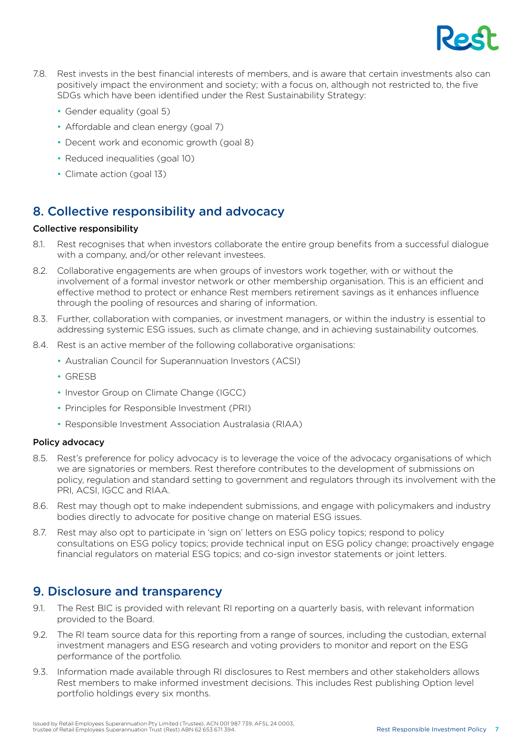7.8. Rest invests in the best financial interests of members, and is aware that certain investments also can positively impact the environment and society; with a focus on, although not restricted to, the five SDGs which have been identified under the Rest Sustainability Strategy:

- Gender equality (goal 5)
- Affordable and clean energy (goal 7)
- Decent work and economic growth (goal 8)
- Reduced inequalities (goal 10)
- Climate action (goal 13)

## 8. Collective responsibility and advocacy

### Collective responsibility

8.1. Rest recognises that when investors collaborate the entire group benefits from a successful dialogue with a company, and/or other relevant investees.

8.2. Collaborative engagements are when groups of investors work together, with or without the involvement of a formal investor network or other membership organisation. This is an efficient and effective method to protect or enhance Rest members retirement savings as it enhances influence through the pooling of resources and sharing of information.

8.3. Further, collaboration with companies, or investment managers, or within the industry is essential to addressing systemic ESG issues, such as climate change, and in achieving sustainability outcomes.

8.4. Rest is an active member of the following collaborative organisations:

- Australian Council for Superannuation Investors (ACSI)
- GRESB
- Investor Group on Climate Change (IGCC)
- Principles for Responsible Investment (PRI)
- Responsible Investment Association Australasia (RIAA)

### Policy advocacy

8.5. Rest's preference for policy advocacy is to leverage the voice of the advocacy organisations of which we are signatories or members. Rest therefore contributes to the development of submissions on policy, regulation and standard setting to government and regulators through its involvement with the PRI, ACSI, IGCC and RIAA.

8.6. Rest may though opt to make independent submissions, and engage with policymakers and industry bodies directly to advocate for positive change on material ESG issues.

8.7. Rest may also opt to participate in 'sign on' letters on ESG policy topics; respond to policy consultations on ESG policy topics; provide technical input on ESG policy change; proactively engage financial regulators on material ESG topics; and co-sign investor statements or joint letters.

## 9. Disclosure and transparency

9.1. The Rest BIC is provided with relevant RI reporting on a quarterly basis, with relevant information provided to the Board.

9.2. The RI team source data for this reporting from a range of sources, including the custodian, external investment managers and ESG research and voting providers to monitor and report on the ESG performance of the portfolio.

9.3. Information made available through RI disclosures to Rest members and other stakeholders allows Rest members to make informed investment decisions. This includes Rest publishing Option level portfolio holdings every six months.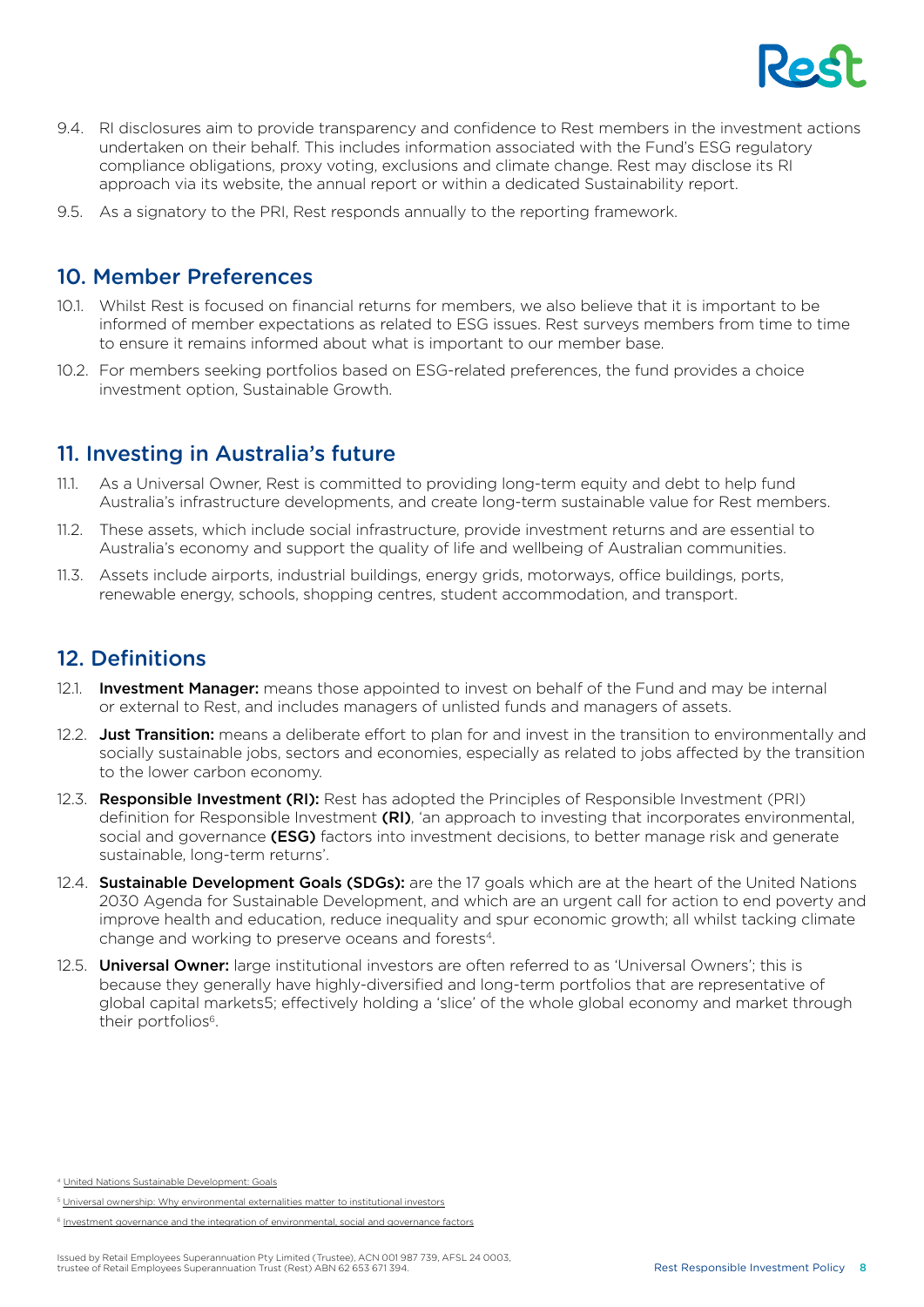9.4. RI disclosures aim to provide transparency and confidence to Rest members in the investment actions undertaken on their behalf. This includes information associated with the Fund's ESG regulatory compliance obligations, proxy voting, exclusions and climate change. Rest may disclose its RI approach via its website, the annual report or within a dedicated Sustainability report.

9.5. As a signatory to the PRI, Rest responds annually to the reporting framework.

## 10. Member Preferences

10.1. Whilst Rest is focused on financial returns for members, we also believe that it is important to be informed of member expectations as related to ESG issues. Rest surveys members from time to time to ensure it remains informed about what is important to our member base.

10.2. For members seeking portfolios based on ESG-related preferences, the fund provides a choice investment option, Sustainable Growth.

## 11. Investing in Australia's future

11.1. As a Universal Owner, Rest is committed to providing long-term equity and debt to help fund Australia's infrastructure developments, and create long-term sustainable value for Rest members.

11.2. These assets, which include social infrastructure, provide investment returns and are essential to Australia's economy and support the quality of life and wellbeing of Australian communities.

11.3. Assets include airports, industrial buildings, energy grids, motorways, office buildings, ports, renewable energy, schools, shopping centres, student accommodation, and transport.

## 12. Definitions

12.1. **Investment Manager:** means those appointed to invest on behalf of the Fund and may be internal or external to Rest, and includes managers of unlisted funds and managers of assets.

12.2. **Just Transition:** means a deliberate effort to plan for and invest in the transition to environmentally and socially sustainable jobs, sectors and economies, especially as related to jobs affected by the transition to the lower carbon economy.

12.3. **Responsible Investment (RI):** Rest has adopted the Principles of Responsible Investment (PRI) definition for Responsible Investment **(RI)**, 'an approach to investing that incorporates environmental, social and governance **(ESG)** factors into investment decisions, to better manage risk and generate sustainable, long-term returns'.

12.4. **Sustainable Development Goals (SDGs):** are the 17 goals which are at the heart of the United Nations 2030 Agenda for Sustainable Development, and which are an urgent call for action to end poverty and improve health and education, reduce inequality and spur economic growth; all whilst tacking climate change and working to preserve oceans and forests[4].

12.5. **Universal Owner:** large institutional investors are often referred to as 'Universal Owners'; this is because they generally have highly-diversified and long-term portfolios that are representative of global capital markets5; effectively holding a 'slice' of the whole global economy and market through their portfolios[6].

[4] United Nations Sustainable Development: Goals

[5] Universal ownership: Why environmental externalities matter to institutional investors

[6] Investment governance and the integration of environmental, social and governance factors

Issued by Retail Employees Superannuation Pty Limited (Trustee), ACN 001 987 739, AFSL 24 0003, trustee of Retail Employees Superannuation Trust (Rest) ABN 62 653 671 394.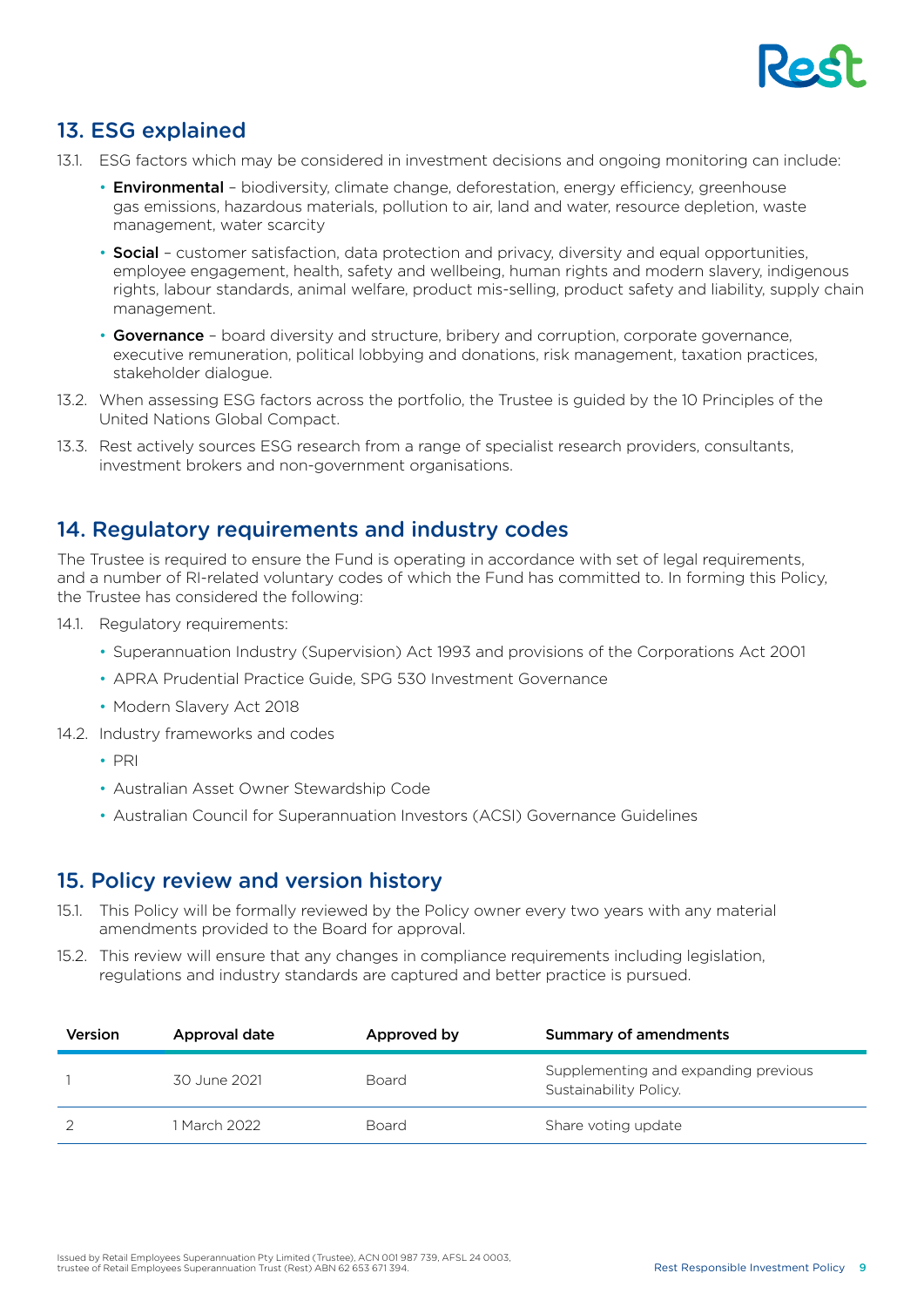## 13. ESG explained

13.1. ESG factors which may be considered in investment decisions and ongoing monitoring can include:

- **Environmental** – biodiversity, climate change, deforestation, energy efficiency, greenhouse gas emissions, hazardous materials, pollution to air, land and water, resource depletion, waste management, water scarcity
- **Social** – customer satisfaction, data protection and privacy, diversity and equal opportunities, employee engagement, health, safety and wellbeing, human rights and modern slavery, indigenous rights, labour standards, animal welfare, product mis-selling, product safety and liability, supply chain management.
- **Governance** – board diversity and structure, bribery and corruption, corporate governance, executive remuneration, political lobbying and donations, risk management, taxation practices, stakeholder dialogue.

13.2. When assessing ESG factors across the portfolio, the Trustee is guided by the 10 Principles of the United Nations Global Compact.

13.3. Rest actively sources ESG research from a range of specialist research providers, consultants, investment brokers and non-government organisations.

## 14. Regulatory requirements and industry codes

The Trustee is required to ensure the Fund is operating in accordance with set of legal requirements, and a number of RI-related voluntary codes of which the Fund has committed to. In forming this Policy, the Trustee has considered the following:

14.1. Regulatory requirements:

- Superannuation Industry (Supervision) Act 1993 and provisions of the Corporations Act 2001
- APRA Prudential Practice Guide, SPG 530 Investment Governance
- Modern Slavery Act 2018

14.2. Industry frameworks and codes

- PRI
- Australian Asset Owner Stewardship Code
- Australian Council for Superannuation Investors (ACSI) Governance Guidelines

## 15. Policy review and version history

15.1. This Policy will be formally reviewed by the Policy owner every two years with any material amendments provided to the Board for approval.

15.2. This review will ensure that any changes in compliance requirements including legislation, regulations and industry standards are captured and better practice is pursued.

| Version | Approval date | Approved by | Summary of amendments |
| --- | --- | --- | --- |
| 1 | 30 June 2021 | Board | Supplementing and expanding previous Sustainability Policy. |
| 2 | 1 March 2022 | Board | Share voting update |

Issued by Retail Employees Superannuation Pty Limited (Trustee), ACN 001 987 739, AFSL 24 0003, trustee of Retail Employees Superannuation Trust (Rest) ABN 62 653 671 394.